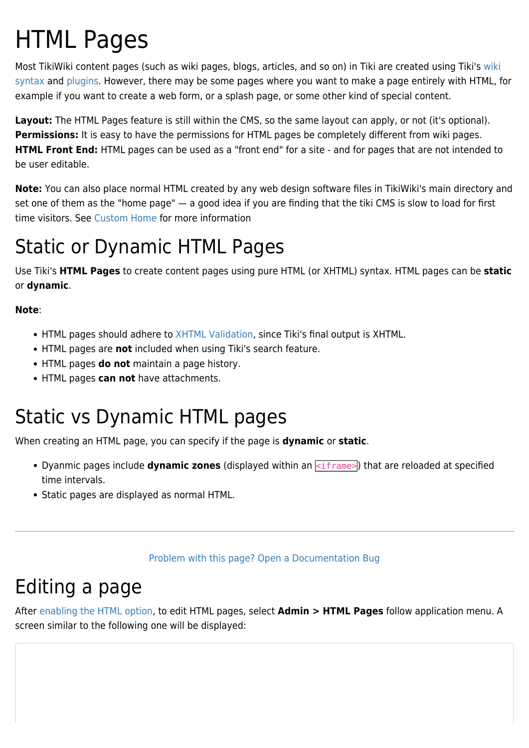# HTML Pages

Most TikiWiki content pages (such as wiki pages, blogs, articles, and so on) in Tiki are created using Tiki's wiki syntax and plugins. However, there may be some pages where you want to make a page entirely with HTML, for example if you want to create a web form, or a splash page, or some other kind of special content.

**Layout:** The HTML Pages feature is still within the CMS, so the same layout can apply, or not (it's optional).
**Permissions:** It is easy to have the permissions for HTML pages be completely different from wiki pages.
**HTML Front End:** HTML pages can be used as a "front end" for a site - and for pages that are not intended to be user editable.

**Note:** You can also place normal HTML created by any web design software files in TikiWiki's main directory and set one of them as the "home page" — a good idea if you are finding that the tiki CMS is slow to load for first time visitors. See Custom Home for more information

# Static or Dynamic HTML Pages

Use Tiki's **HTML Pages** to create content pages using pure HTML (or XHTML) syntax. HTML pages can be **static** or **dynamic**.

**Note**:

- HTML pages should adhere to XHTML Validation, since Tiki's final output is XHTML.
- HTML pages are **not** included when using Tiki's search feature.
- HTML pages **do not** maintain a page history.
- HTML pages **can not** have attachments.

# Static vs Dynamic HTML pages

When creating an HTML page, you can specify if the page is **dynamic** or **static**.

- Dyanmic pages include **dynamic zones** (displayed within an `<iframe>`) that are reloaded at specified time intervals.
- Static pages are displayed as normal HTML.

---

Problem with this page? Open a Documentation Bug

# Editing a page

After enabling the HTML option, to edit HTML pages, select **Admin > HTML Pages** follow application menu. A screen similar to the following one will be displayed: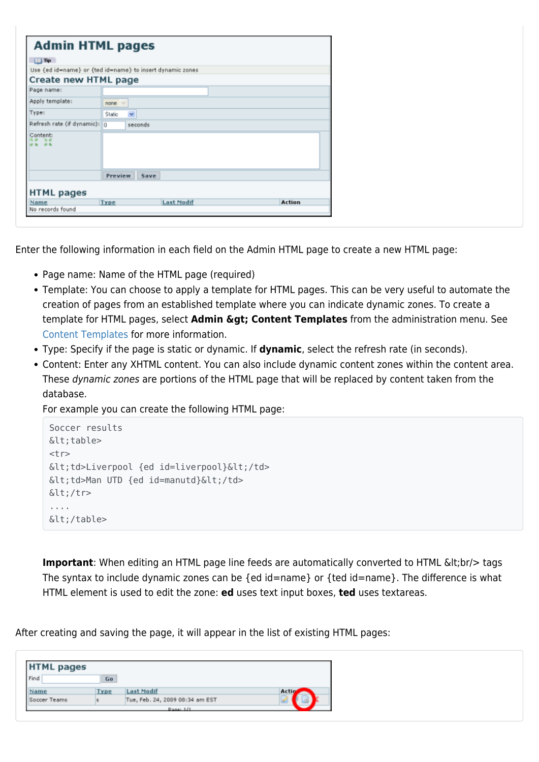Enter the following information in each field on the Admin HTML page to create a new HTML page:

- Page name: Name of the HTML page (required)
- Template: You can choose to apply a template for HTML pages. This can be very useful to automate the creation of pages from an established template where you can indicate dynamic zones. To create a template for HTML pages, select **Admin &gt; Content Templates** from the administration menu. See Content Templates for more information.
- Type: Specify if the page is static or dynamic. If **dynamic**, select the refresh rate (in seconds).
- Content: Enter any XHTML content. You can also include dynamic content zones within the content area. These *dynamic zones* are portions of the HTML page that will be replaced by content taken from the database.

  For example you can create the following HTML page:

  ```
  Soccer results
  &lt;table>
  <tr>
  &lt;td>Liverpool {ed id=liverpool}&lt;/td>
  &lt;td>Man UTD {ed id=manutd}&lt;/td>
  &lt;/tr>
  ....
  &lt;/table>
  ```

  **Important**: When editing an HTML page line feeds are automatically converted to HTML &lt;br/> tags The syntax to include dynamic zones can be {ed id=name} or {ted id=name}. The difference is what HTML element is used to edit the zone: **ed** uses text input boxes, **ted** uses textareas.

After creating and saving the page, it will appear in the list of existing HTML pages: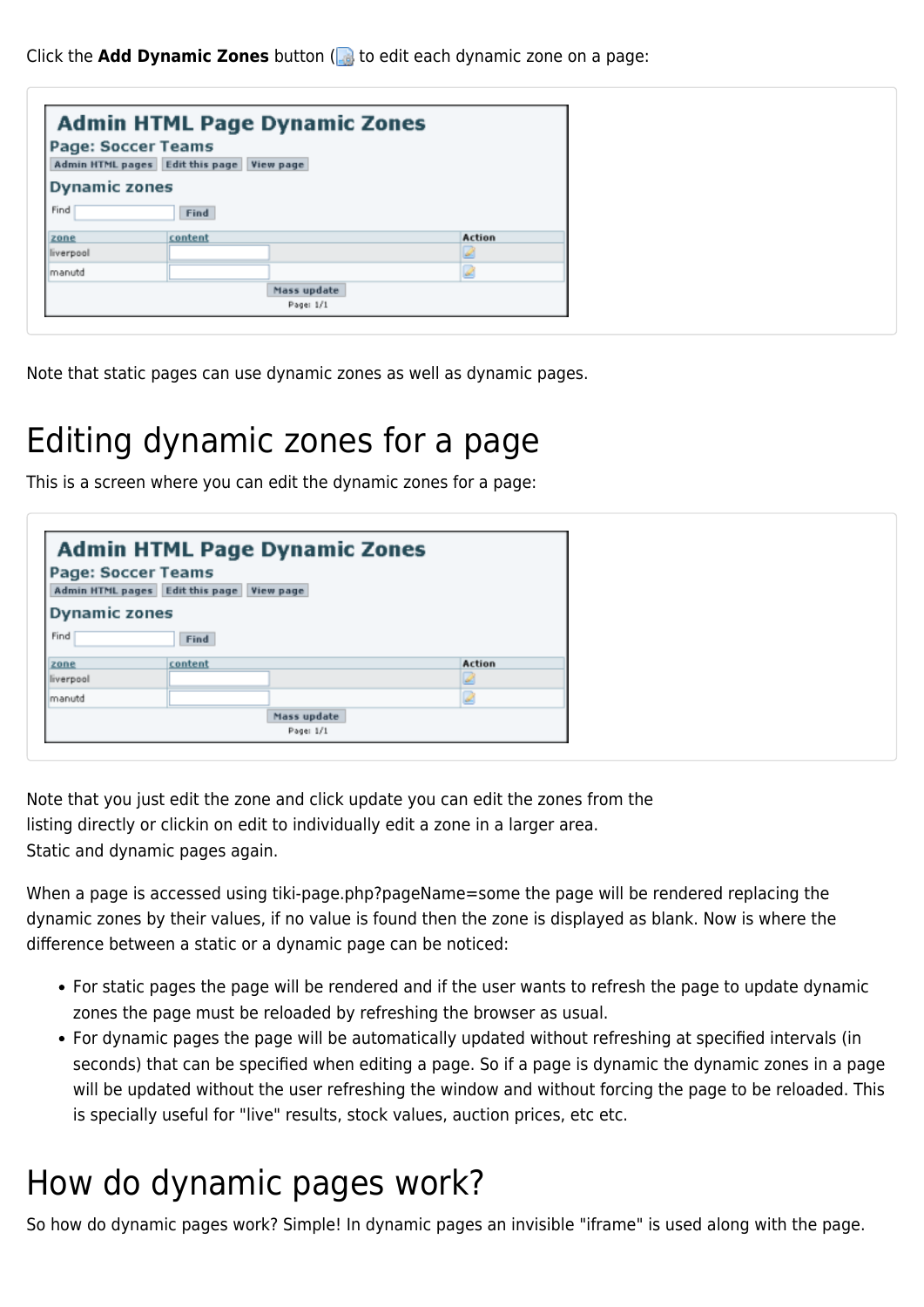Click the **Add Dynamic Zones** button ( to edit each dynamic zone on a page:

Note that static pages can use dynamic zones as well as dynamic pages.

# Editing dynamic zones for a page

This is a screen where you can edit the dynamic zones for a page:

Note that you just edit the zone and click update you can edit the zones from the listing directly or clickin on edit to individually edit a zone in a larger area.
Static and dynamic pages again.

When a page is accessed using tiki-page.php?pageName=some the page will be rendered replacing the dynamic zones by their values, if no value is found then the zone is displayed as blank. Now is where the difference between a static or a dynamic page can be noticed:

- For static pages the page will be rendered and if the user wants to refresh the page to update dynamic zones the page must be reloaded by refreshing the browser as usual.
- For dynamic pages the page will be automatically updated without refreshing at specified intervals (in seconds) that can be specified when editing a page. So if a page is dynamic the dynamic zones in a page will be updated without the user refreshing the window and without forcing the page to be reloaded. This is specially useful for "live" results, stock values, auction prices, etc etc.

# How do dynamic pages work?

So how do dynamic pages work? Simple! In dynamic pages an invisible "iframe" is used along with the page.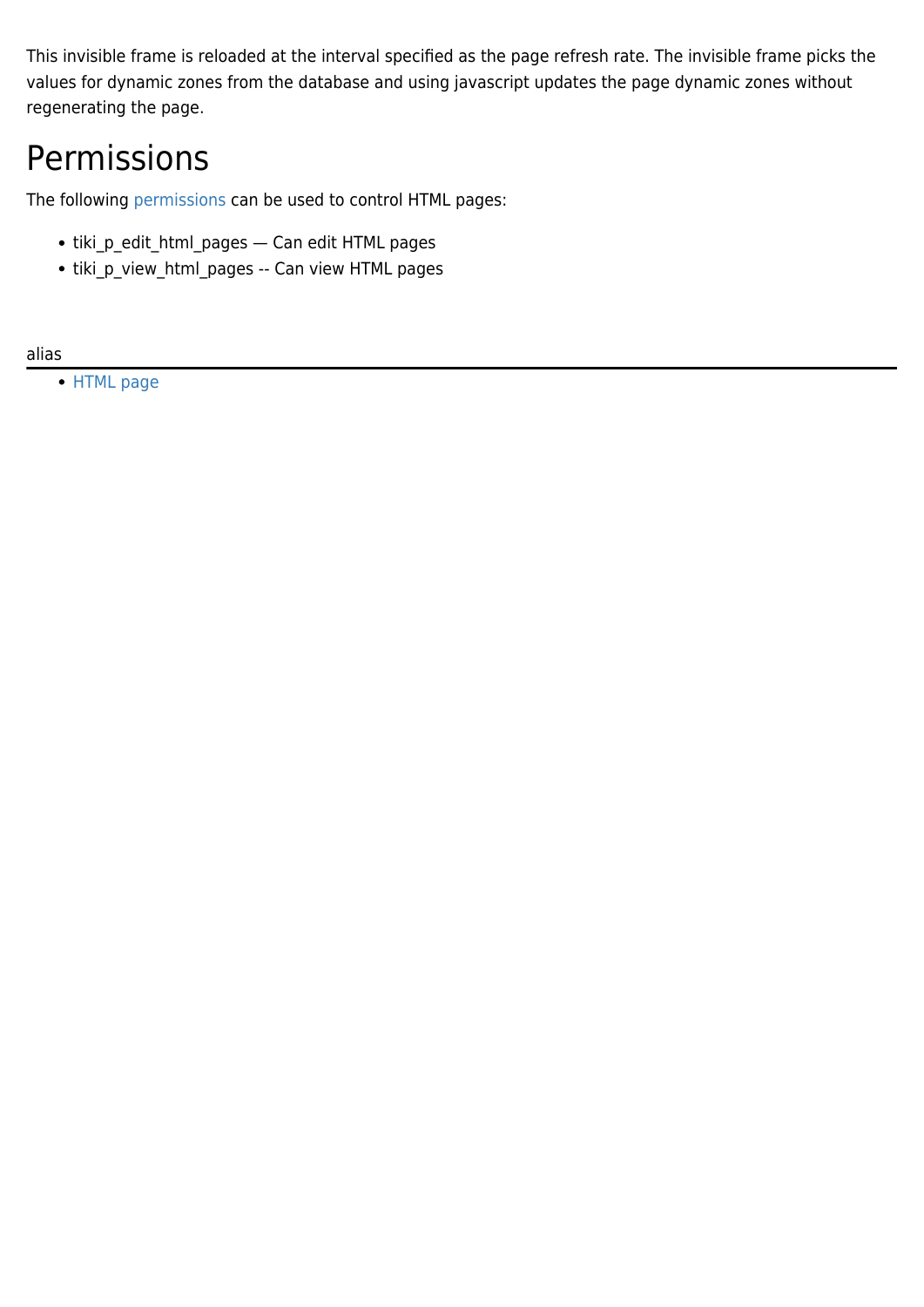This invisible frame is reloaded at the interval specified as the page refresh rate. The invisible frame picks the values for dynamic zones from the database and using javascript updates the page dynamic zones without regenerating the page.

# Permissions

The following permissions can be used to control HTML pages:

- tiki_p_edit_html_pages — Can edit HTML pages
- tiki_p_view_html_pages -- Can view HTML pages

alias

---

- HTML page